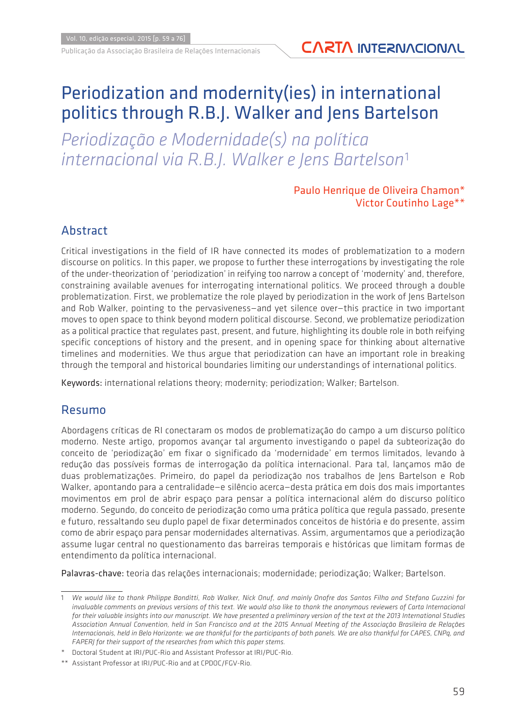# Periodization and modernity(ies) in international politics through R.B.J. Walker and Jens Bartelson

## *Periodização e Modernidade(s) na política internacional via R.B.J. Walker e Jens Bartelson*[1]

Paulo Henrique de Oliveira Chamon*
Victor Coutinho Lage**

## Abstract

Critical investigations in the field of IR have connected its modes of problematization to a modern discourse on politics. In this paper, we propose to further these interrogations by investigating the role of the under-theorization of 'periodization' in reifying too narrow a concept of 'modernity' and, therefore, constraining available avenues for interrogating international politics. We proceed through a double problematization. First, we problematize the role played by periodization in the work of Jens Bartelson and Rob Walker, pointing to the pervasiveness—and yet silence over—this practice in two important moves to open space to think beyond modern political discourse. Second, we problematize periodization as a political practice that regulates past, present, and future, highlighting its double role in both reifying specific conceptions of history and the present, and in opening space for thinking about alternative timelines and modernities. We thus argue that periodization can have an important role in breaking through the temporal and historical boundaries limiting our understandings of international politics.

**Keywords:** international relations theory; modernity; periodization; Walker; Bartelson.

## Resumo

Abordagens críticas de RI conectaram os modos de problematização do campo a um discurso político moderno. Neste artigo, propomos avançar tal argumento investigando o papel da subteorização do conceito de 'periodização' em fixar o significado da 'modernidade' em termos limitados, levando à redução das possíveis formas de interrogação da política internacional. Para tal, lançamos mão de duas problematizações. Primeiro, do papel da periodização nos trabalhos de Jens Bartelson e Rob Walker, apontando para a centralidade—e silêncio acerca—desta prática em dois dos mais importantes movimentos em prol de abrir espaço para pensar a política internacional além do discurso político moderno. Segundo, do conceito de periodização como uma prática política que regula passado, presente e futuro, ressaltando seu duplo papel de fixar determinados conceitos de história e do presente, assim como de abrir espaço para pensar modernidades alternativas. Assim, argumentamos que a periodização assume lugar central no questionamento das barreiras temporais e históricas que limitam formas de entendimento da política internacional.

**Palavras-chave:** teoria das relações internacionais; modernidade; periodização; Walker; Bartelson.

---

1 *We would like to thank Philippe Bonditti, Rob Walker, Nick Onuf, and mainly Onofre dos Santos Filho and Stefano Guzzini for invaluable comments on previous versions of this text. We would also like to thank the anonymous reviewers of Carta Internacional for their valuable insights into our manuscript. We have presented a preliminary version of the text at the 2013 International Studies Association Annual Convention, held in San Francisco and at the 2015 Annual Meeting of the Associação Brasileira de Relações Internacionais, held in Belo Horizonte: we are thankful for the participants of both panels. We are also thankful for CAPES, CNPq, and FAPERJ for their support of the researches from which this paper stems.*

\* Doctoral Student at IRI/PUC-Rio and Assistant Professor at IRI/PUC-Rio.

\*\* Assistant Professor at IRI/PUC-Rio and at CPDOC/FGV-Rio.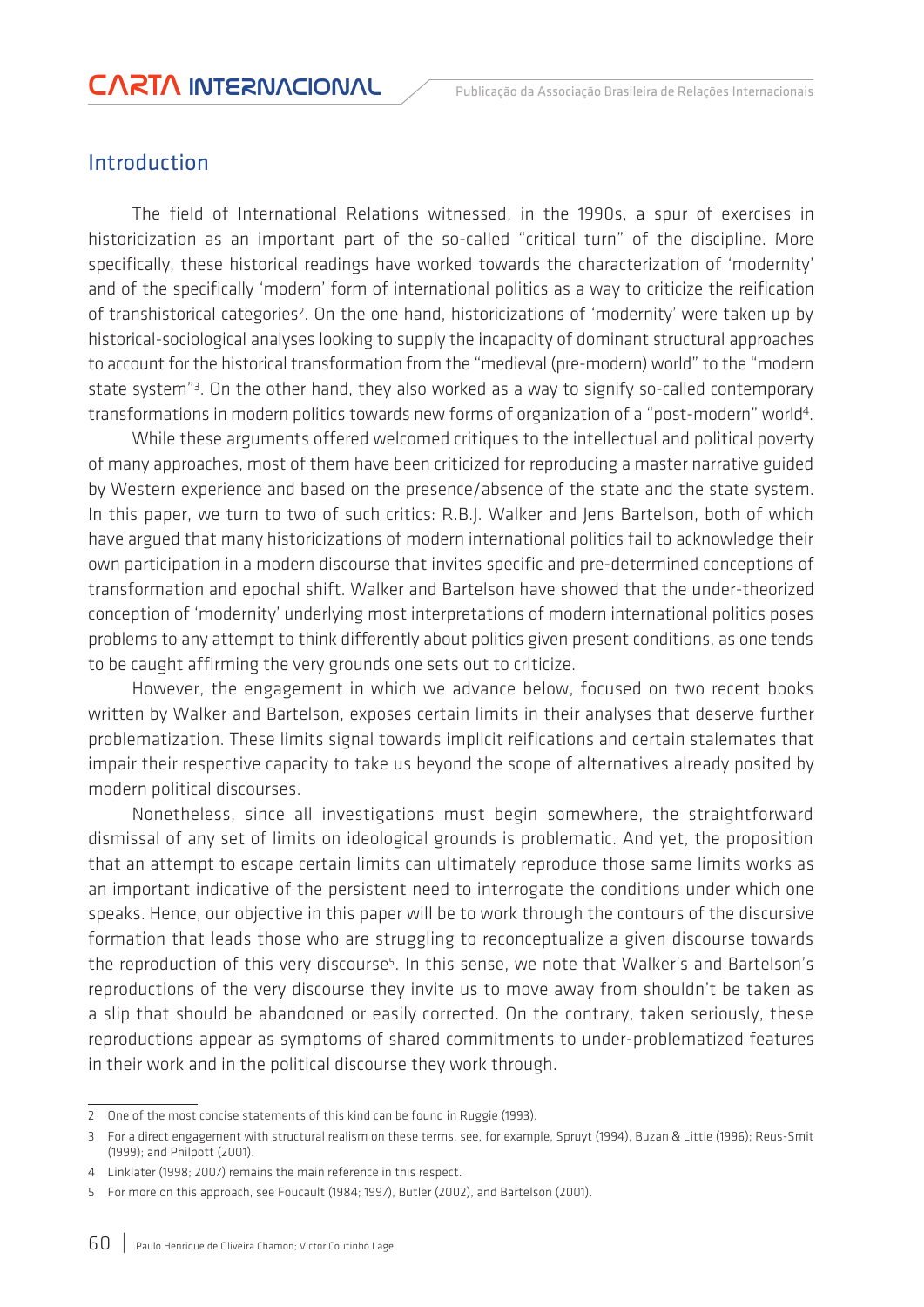## Introduction

The field of International Relations witnessed, in the 1990s, a spur of exercises in historicization as an important part of the so-called "critical turn" of the discipline. More specifically, these historical readings have worked towards the characterization of 'modernity' and of the specifically 'modern' form of international politics as a way to criticize the reification of transhistorical categories[2]. On the one hand, historicizations of 'modernity' were taken up by historical-sociological analyses looking to supply the incapacity of dominant structural approaches to account for the historical transformation from the "medieval (pre-modern) world" to the "modern state system"[3]. On the other hand, they also worked as a way to signify so-called contemporary transformations in modern politics towards new forms of organization of a "post-modern" world[4].

While these arguments offered welcomed critiques to the intellectual and political poverty of many approaches, most of them have been criticized for reproducing a master narrative guided by Western experience and based on the presence/absence of the state and the state system. In this paper, we turn to two of such critics: R.B.J. Walker and Jens Bartelson, both of which have argued that many historicizations of modern international politics fail to acknowledge their own participation in a modern discourse that invites specific and pre-determined conceptions of transformation and epochal shift. Walker and Bartelson have showed that the under-theorized conception of 'modernity' underlying most interpretations of modern international politics poses problems to any attempt to think differently about politics given present conditions, as one tends to be caught affirming the very grounds one sets out to criticize.

However, the engagement in which we advance below, focused on two recent books written by Walker and Bartelson, exposes certain limits in their analyses that deserve further problematization. These limits signal towards implicit reifications and certain stalemates that impair their respective capacity to take us beyond the scope of alternatives already posited by modern political discourses.

Nonetheless, since all investigations must begin somewhere, the straightforward dismissal of any set of limits on ideological grounds is problematic. And yet, the proposition that an attempt to escape certain limits can ultimately reproduce those same limits works as an important indicative of the persistent need to interrogate the conditions under which one speaks. Hence, our objective in this paper will be to work through the contours of the discursive formation that leads those who are struggling to reconceptualize a given discourse towards the reproduction of this very discourse[5]. In this sense, we note that Walker's and Bartelson's reproductions of the very discourse they invite us to move away from shouldn't be taken as a slip that should be abandoned or easily corrected. On the contrary, taken seriously, these reproductions appear as symptoms of shared commitments to under-problematized features in their work and in the political discourse they work through.

---

2 One of the most concise statements of this kind can be found in Ruggie (1993).

3 For a direct engagement with structural realism on these terms, see, for example, Spruyt (1994), Buzan & Little (1996); Reus-Smit (1999); and Philpott (2001).

4 Linklater (1998; 2007) remains the main reference in this respect.

5 For more on this approach, see Foucault (1984; 1997), Butler (2002), and Bartelson (2001).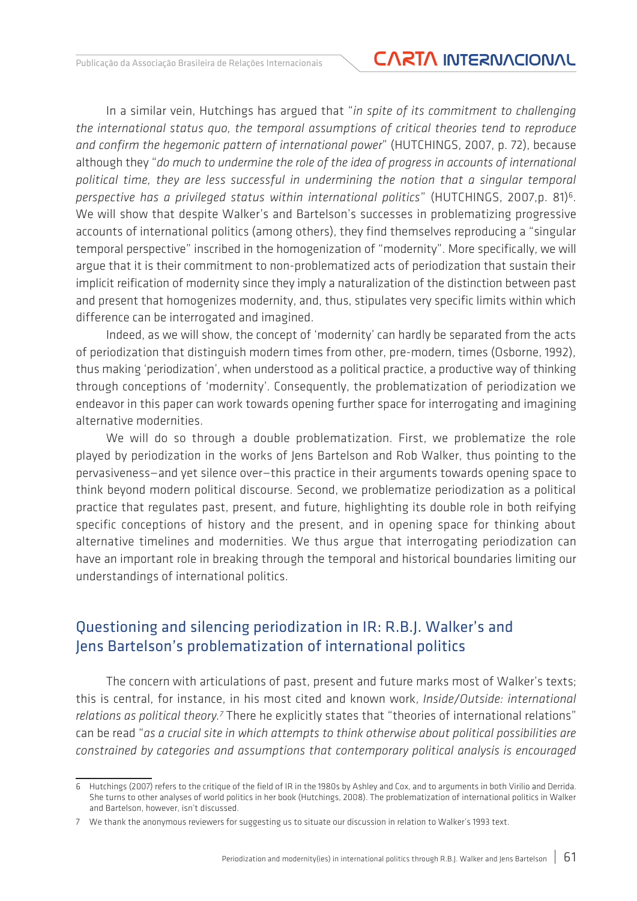In a similar vein, Hutchings has argued that "*in spite of its commitment to challenging the international status quo, the temporal assumptions of critical theories tend to reproduce and confirm the hegemonic pattern of international power*" (HUTCHINGS, 2007, p. 72), because although they "*do much to undermine the role of the idea of progress in accounts of international political time, they are less successful in undermining the notion that a singular temporal perspective has a privileged status within international politics*" (HUTCHINGS, 2007,p. 81)[6]. We will show that despite Walker's and Bartelson's successes in problematizing progressive accounts of international politics (among others), they find themselves reproducing a "singular temporal perspective" inscribed in the homogenization of "modernity". More specifically, we will argue that it is their commitment to non-problematized acts of periodization that sustain their implicit reification of modernity since they imply a naturalization of the distinction between past and present that homogenizes modernity, and, thus, stipulates very specific limits within which difference can be interrogated and imagined.

Indeed, as we will show, the concept of 'modernity' can hardly be separated from the acts of periodization that distinguish modern times from other, pre-modern, times (Osborne, 1992), thus making 'periodization', when understood as a political practice, a productive way of thinking through conceptions of 'modernity'. Consequently, the problematization of periodization we endeavor in this paper can work towards opening further space for interrogating and imagining alternative modernities.

We will do so through a double problematization. First, we problematize the role played by periodization in the works of Jens Bartelson and Rob Walker, thus pointing to the pervasiveness—and yet silence over—this practice in their arguments towards opening space to think beyond modern political discourse. Second, we problematize periodization as a political practice that regulates past, present, and future, highlighting its double role in both reifying specific conceptions of history and the present, and in opening space for thinking about alternative timelines and modernities. We thus argue that interrogating periodization can have an important role in breaking through the temporal and historical boundaries limiting our understandings of international politics.

## Questioning and silencing periodization in IR: R.B.J. Walker's and Jens Bartelson's problematization of international politics

The concern with articulations of past, present and future marks most of Walker's texts; this is central, for instance, in his most cited and known work, *Inside/Outside: international relations as political theory.*[7] There he explicitly states that "theories of international relations" can be read "*as a crucial site in which attempts to think otherwise about political possibilities are constrained by categories and assumptions that contemporary political analysis is encouraged*

---

6 Hutchings (2007) refers to the critique of the field of IR in the 1980s by Ashley and Cox, and to arguments in both Virilio and Derrida. She turns to other analyses of world politics in her book (Hutchings, 2008). The problematization of international politics in Walker and Bartelson, however, isn't discussed.

7 We thank the anonymous reviewers for suggesting us to situate our discussion in relation to Walker's 1993 text.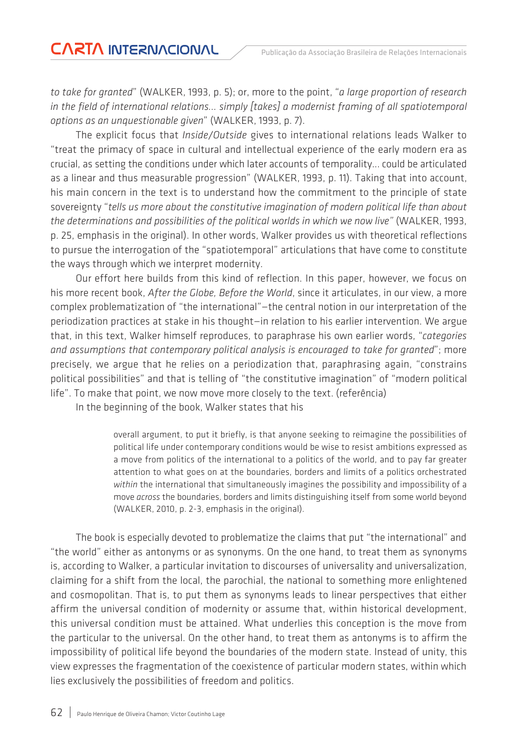*to take for granted*" (WALKER, 1993, p. 5); or, more to the point, "*a large proportion of research in the field of international relations... simply [takes] a modernist framing of all spatiotemporal options as an unquestionable given*" (WALKER, 1993, p. 7).

The explicit focus that *Inside/Outside* gives to international relations leads Walker to "treat the primacy of space in cultural and intellectual experience of the early modern era as crucial, as setting the conditions under which later accounts of temporality... could be articulated as a linear and thus measurable progression" (WALKER, 1993, p. 11). Taking that into account, his main concern in the text is to understand how the commitment to the principle of state sovereignty "*tells us more about the constitutive imagination of modern political life than about the determinations and possibilities of the political worlds in which we now live"* (WALKER, 1993, p. 25, emphasis in the original). In other words, Walker provides us with theoretical reflections to pursue the interrogation of the "spatiotemporal" articulations that have come to constitute the ways through which we interpret modernity.

Our effort here builds from this kind of reflection. In this paper, however, we focus on his more recent book, *After the Globe, Before the World*, since it articulates, in our view, a more complex problematization of "the international"—the central notion in our interpretation of the periodization practices at stake in his thought—in relation to his earlier intervention. We argue that, in this text, Walker himself reproduces, to paraphrase his own earlier words, "*categories and assumptions that contemporary political analysis is encouraged to take for granted*"; more precisely, we argue that he relies on a periodization that, paraphrasing again, "constrains political possibilities" and that is telling of "the constitutive imagination" of "modern political life". To make that point, we now move more closely to the text. (referência)

In the beginning of the book, Walker states that his

> overall argument, to put it briefly, is that anyone seeking to reimagine the possibilities of political life under contemporary conditions would be wise to resist ambitions expressed as a move from politics of the international to a politics of the world, and to pay far greater attention to what goes on at the boundaries, borders and limits of a politics orchestrated *within* the international that simultaneously imagines the possibility and impossibility of a move *across* the boundaries, borders and limits distinguishing itself from some world beyond (WALKER, 2010, p. 2-3, emphasis in the original).

The book is especially devoted to problematize the claims that put "the international" and "the world" either as antonyms or as synonyms. On the one hand, to treat them as synonyms is, according to Walker, a particular invitation to discourses of universality and universalization, claiming for a shift from the local, the parochial, the national to something more enlightened and cosmopolitan. That is, to put them as synonyms leads to linear perspectives that either affirm the universal condition of modernity or assume that, within historical development, this universal condition must be attained. What underlies this conception is the move from the particular to the universal. On the other hand, to treat them as antonyms is to affirm the impossibility of political life beyond the boundaries of the modern state. Instead of unity, this view expresses the fragmentation of the coexistence of particular modern states, within which lies exclusively the possibilities of freedom and politics.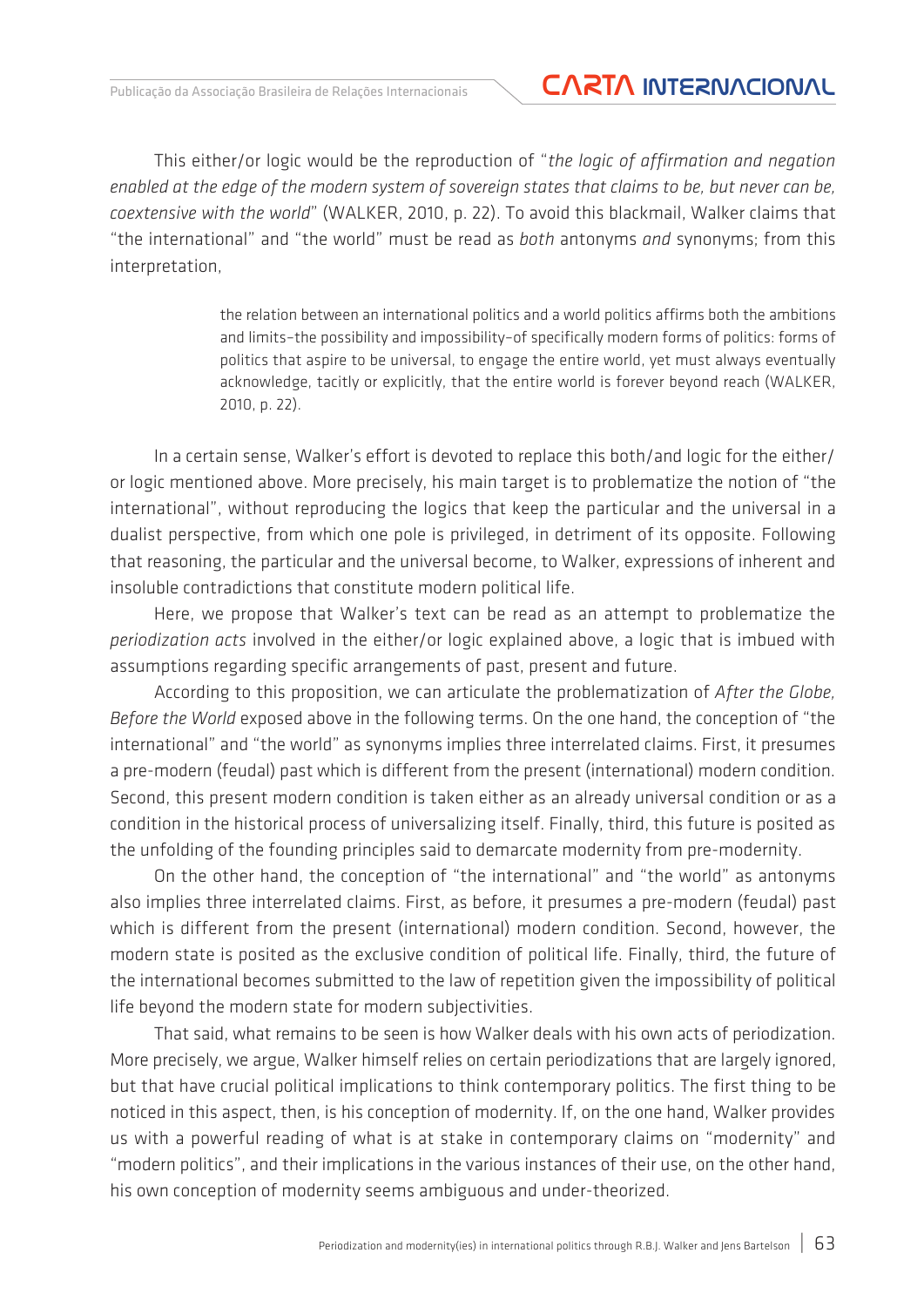This either/or logic would be the reproduction of "*the logic of affirmation and negation enabled at the edge of the modern system of sovereign states that claims to be, but never can be, coextensive with the world*" (WALKER, 2010, p. 22). To avoid this blackmail, Walker claims that "the international" and "the world" must be read as *both* antonyms *and* synonyms; from this interpretation,

> the relation between an international politics and a world politics affirms both the ambitions and limits–the possibility and impossibility–of specifically modern forms of politics: forms of politics that aspire to be universal, to engage the entire world, yet must always eventually acknowledge, tacitly or explicitly, that the entire world is forever beyond reach (WALKER, 2010, p. 22).

In a certain sense, Walker's effort is devoted to replace this both/and logic for the either/or logic mentioned above. More precisely, his main target is to problematize the notion of "the international", without reproducing the logics that keep the particular and the universal in a dualist perspective, from which one pole is privileged, in detriment of its opposite. Following that reasoning, the particular and the universal become, to Walker, expressions of inherent and insoluble contradictions that constitute modern political life.

Here, we propose that Walker's text can be read as an attempt to problematize the *periodization acts* involved in the either/or logic explained above, a logic that is imbued with assumptions regarding specific arrangements of past, present and future.

According to this proposition, we can articulate the problematization of *After the Globe, Before the World* exposed above in the following terms. On the one hand, the conception of "the international" and "the world" as synonyms implies three interrelated claims. First, it presumes a pre-modern (feudal) past which is different from the present (international) modern condition. Second, this present modern condition is taken either as an already universal condition or as a condition in the historical process of universalizing itself. Finally, third, this future is posited as the unfolding of the founding principles said to demarcate modernity from pre-modernity.

On the other hand, the conception of "the international" and "the world" as antonyms also implies three interrelated claims. First, as before, it presumes a pre-modern (feudal) past which is different from the present (international) modern condition. Second, however, the modern state is posited as the exclusive condition of political life. Finally, third, the future of the international becomes submitted to the law of repetition given the impossibility of political life beyond the modern state for modern subjectivities.

That said, what remains to be seen is how Walker deals with his own acts of periodization. More precisely, we argue, Walker himself relies on certain periodizations that are largely ignored, but that have crucial political implications to think contemporary politics. The first thing to be noticed in this aspect, then, is his conception of modernity. If, on the one hand, Walker provides us with a powerful reading of what is at stake in contemporary claims on "modernity" and "modern politics", and their implications in the various instances of their use, on the other hand, his own conception of modernity seems ambiguous and under-theorized.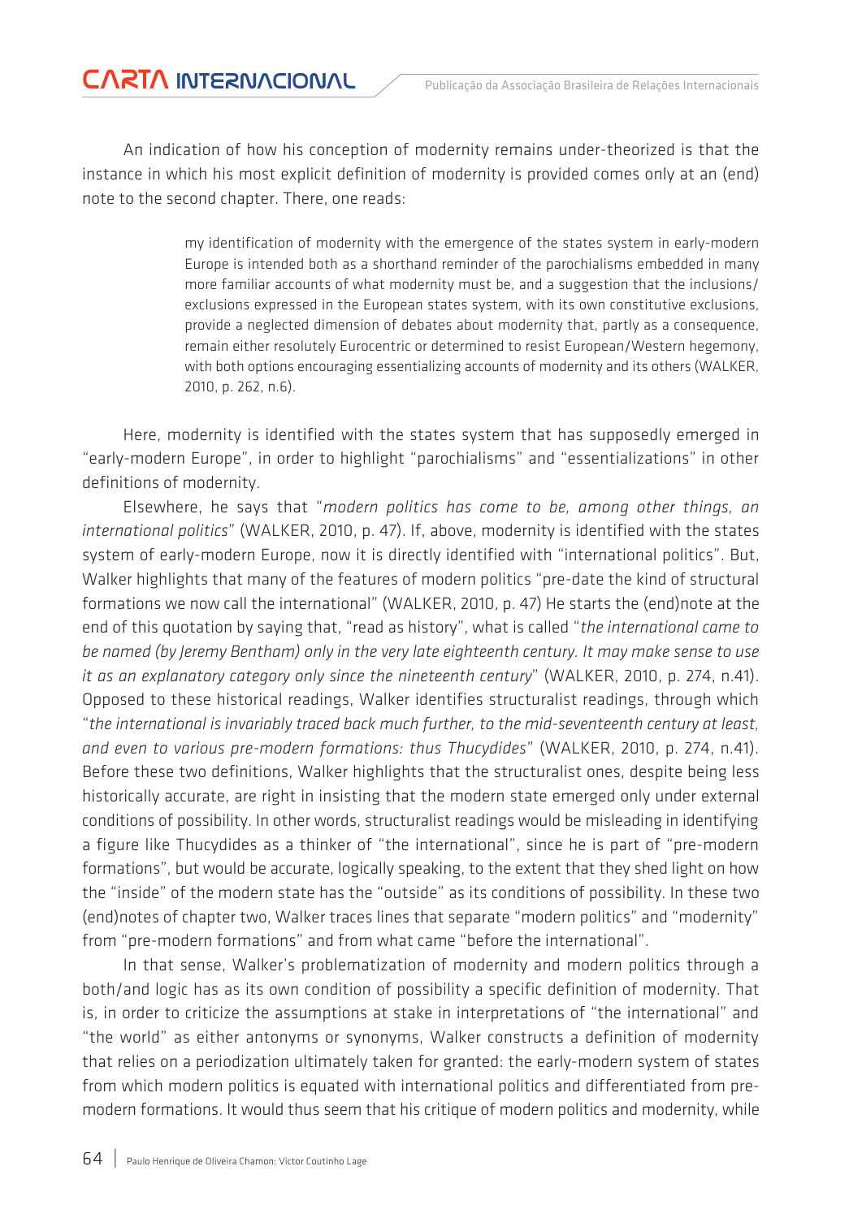An indication of how his conception of modernity remains under-theorized is that the instance in which his most explicit definition of modernity is provided comes only at an (end) note to the second chapter. There, one reads:

> my identification of modernity with the emergence of the states system in early-modern Europe is intended both as a shorthand reminder of the parochialisms embedded in many more familiar accounts of what modernity must be, and a suggestion that the inclusions/exclusions expressed in the European states system, with its own constitutive exclusions, provide a neglected dimension of debates about modernity that, partly as a consequence, remain either resolutely Eurocentric or determined to resist European/Western hegemony, with both options encouraging essentializing accounts of modernity and its others (WALKER, 2010, p. 262, n.6).

Here, modernity is identified with the states system that has supposedly emerged in "early-modern Europe", in order to highlight "parochialisms" and "essentializations" in other definitions of modernity.

Elsewhere, he says that "*modern politics has come to be, among other things, an international politics*" (WALKER, 2010, p. 47). If, above, modernity is identified with the states system of early-modern Europe, now it is directly identified with "international politics". But, Walker highlights that many of the features of modern politics "pre-date the kind of structural formations we now call the international" (WALKER, 2010, p. 47) He starts the (end)note at the end of this quotation by saying that, "read as history", what is called "*the international came to be named (by Jeremy Bentham) only in the very late eighteenth century. It may make sense to use it as an explanatory category only since the nineteenth century*" (WALKER, 2010, p. 274, n.41). Opposed to these historical readings, Walker identifies structuralist readings, through which "*the international is invariably traced back much further, to the mid-seventeenth century at least, and even to various pre-modern formations: thus Thucydides*" (WALKER, 2010, p. 274, n.41). Before these two definitions, Walker highlights that the structuralist ones, despite being less historically accurate, are right in insisting that the modern state emerged only under external conditions of possibility. In other words, structuralist readings would be misleading in identifying a figure like Thucydides as a thinker of "the international", since he is part of "pre-modern formations", but would be accurate, logically speaking, to the extent that they shed light on how the "inside" of the modern state has the "outside" as its conditions of possibility. In these two (end)notes of chapter two, Walker traces lines that separate "modern politics" and "modernity" from "pre-modern formations" and from what came "before the international".

In that sense, Walker's problematization of modernity and modern politics through a both/and logic has as its own condition of possibility a specific definition of modernity. That is, in order to criticize the assumptions at stake in interpretations of "the international" and "the world" as either antonyms or synonyms, Walker constructs a definition of modernity that relies on a periodization ultimately taken for granted: the early-modern system of states from which modern politics is equated with international politics and differentiated from pre-modern formations. It would thus seem that his critique of modern politics and modernity, while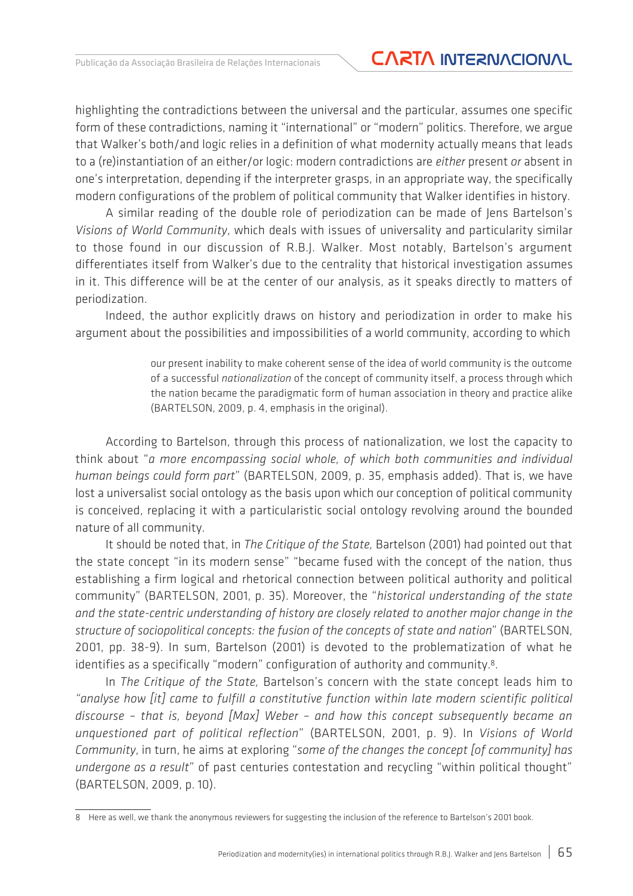highlighting the contradictions between the universal and the particular, assumes one specific form of these contradictions, naming it "international" or "modern" politics. Therefore, we argue that Walker's both/and logic relies in a definition of what modernity actually means that leads to a (re)instantiation of an either/or logic: modern contradictions are *either* present *or* absent in one's interpretation, depending if the interpreter grasps, in an appropriate way, the specifically modern configurations of the problem of political community that Walker identifies in history.

A similar reading of the double role of periodization can be made of Jens Bartelson's *Visions of World Community*, which deals with issues of universality and particularity similar to those found in our discussion of R.B.J. Walker. Most notably, Bartelson's argument differentiates itself from Walker's due to the centrality that historical investigation assumes in it. This difference will be at the center of our analysis, as it speaks directly to matters of periodization.

Indeed, the author explicitly draws on history and periodization in order to make his argument about the possibilities and impossibilities of a world community, according to which

> our present inability to make coherent sense of the idea of world community is the outcome of a successful *nationalization* of the concept of community itself, a process through which the nation became the paradigmatic form of human association in theory and practice alike (BARTELSON, 2009, p. 4, emphasis in the original).

According to Bartelson, through this process of nationalization, we lost the capacity to think about "*a more encompassing social whole, of which both communities and individual human beings could form part*" (BARTELSON, 2009, p. 35, emphasis added). That is, we have lost a universalist social ontology as the basis upon which our conception of political community is conceived, replacing it with a particularistic social ontology revolving around the bounded nature of all community.

It should be noted that, in *The Critique of the State,* Bartelson (2001) had pointed out that the state concept "in its modern sense" "became fused with the concept of the nation, thus establishing a firm logical and rhetorical connection between political authority and political community" (BARTELSON, 2001, p. 35). Moreover, the "*historical understanding of the state and the state-centric understanding of history are closely related to another major change in the structure of sociopolitical concepts: the fusion of the concepts of state and nation*" (BARTELSON, 2001, pp. 38-9). In sum, Bartelson (2001) is devoted to the problematization of what he identifies as a specifically "modern" configuration of authority and community.[8].

In *The Critique of the State,* Bartelson's concern with the state concept leads him to "*analyse how [it] came to fulfill a constitutive function within late modern scientific political discourse – that is, beyond [Max] Weber – and how this concept subsequently became an unquestioned part of political reflection*" (BARTELSON, 2001, p. 9). In *Visions of World Community*, in turn, he aims at exploring "*some of the changes the concept [of community] has undergone as a result*" of past centuries contestation and recycling "within political thought" (BARTELSON, 2009, p. 10).

---

8 Here as well, we thank the anonymous reviewers for suggesting the inclusion of the reference to Bartelson's 2001 book.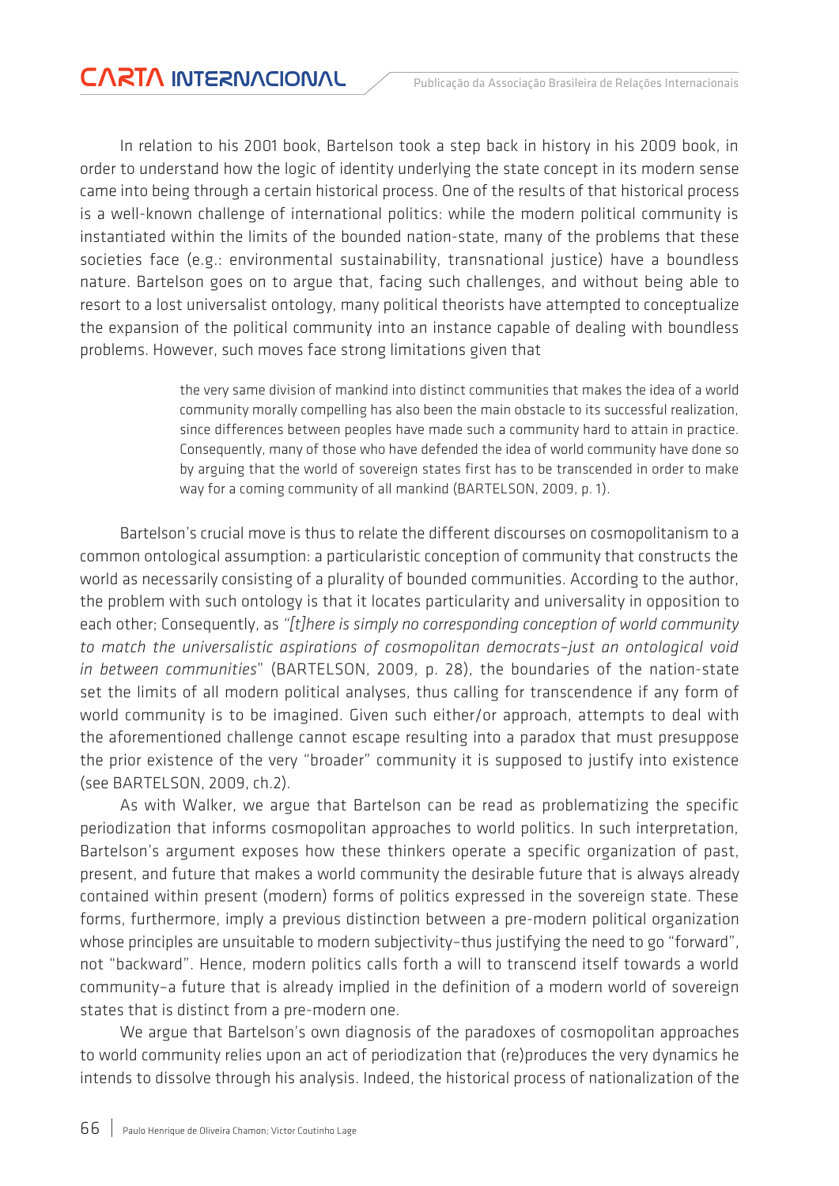In relation to his 2001 book, Bartelson took a step back in history in his 2009 book, in order to understand how the logic of identity underlying the state concept in its modern sense came into being through a certain historical process. One of the results of that historical process is a well-known challenge of international politics: while the modern political community is instantiated within the limits of the bounded nation-state, many of the problems that these societies face (e.g.: environmental sustainability, transnational justice) have a boundless nature. Bartelson goes on to argue that, facing such challenges, and without being able to resort to a lost universalist ontology, many political theorists have attempted to conceptualize the expansion of the political community into an instance capable of dealing with boundless problems. However, such moves face strong limitations given that

> the very same division of mankind into distinct communities that makes the idea of a world community morally compelling has also been the main obstacle to its successful realization, since differences between peoples have made such a community hard to attain in practice. Consequently, many of those who have defended the idea of world community have done so by arguing that the world of sovereign states first has to be transcended in order to make way for a coming community of all mankind (BARTELSON, 2009, p. 1).

Bartelson's crucial move is thus to relate the different discourses on cosmopolitanism to a common ontological assumption: a particularistic conception of community that constructs the world as necessarily consisting of a plurality of bounded communities. According to the author, the problem with such ontology is that it locates particularity and universality in opposition to each other; Consequently, as *"[t]here is simply no corresponding conception of world community to match the universalistic aspirations of cosmopolitan democrats–just an ontological void in between communities*" (BARTELSON, 2009, p. 28), the boundaries of the nation-state set the limits of all modern political analyses, thus calling for transcendence if any form of world community is to be imagined. Given such either/or approach, attempts to deal with the aforementioned challenge cannot escape resulting into a paradox that must presuppose the prior existence of the very "broader" community it is supposed to justify into existence (see BARTELSON, 2009, ch.2).

As with Walker, we argue that Bartelson can be read as problematizing the specific periodization that informs cosmopolitan approaches to world politics. In such interpretation, Bartelson's argument exposes how these thinkers operate a specific organization of past, present, and future that makes a world community the desirable future that is always already contained within present (modern) forms of politics expressed in the sovereign state. These forms, furthermore, imply a previous distinction between a pre-modern political organization whose principles are unsuitable to modern subjectivity–thus justifying the need to go "forward", not "backward". Hence, modern politics calls forth a will to transcend itself towards a world community–a future that is already implied in the definition of a modern world of sovereign states that is distinct from a pre-modern one.

We argue that Bartelson's own diagnosis of the paradoxes of cosmopolitan approaches to world community relies upon an act of periodization that (re)produces the very dynamics he intends to dissolve through his analysis. Indeed, the historical process of nationalization of the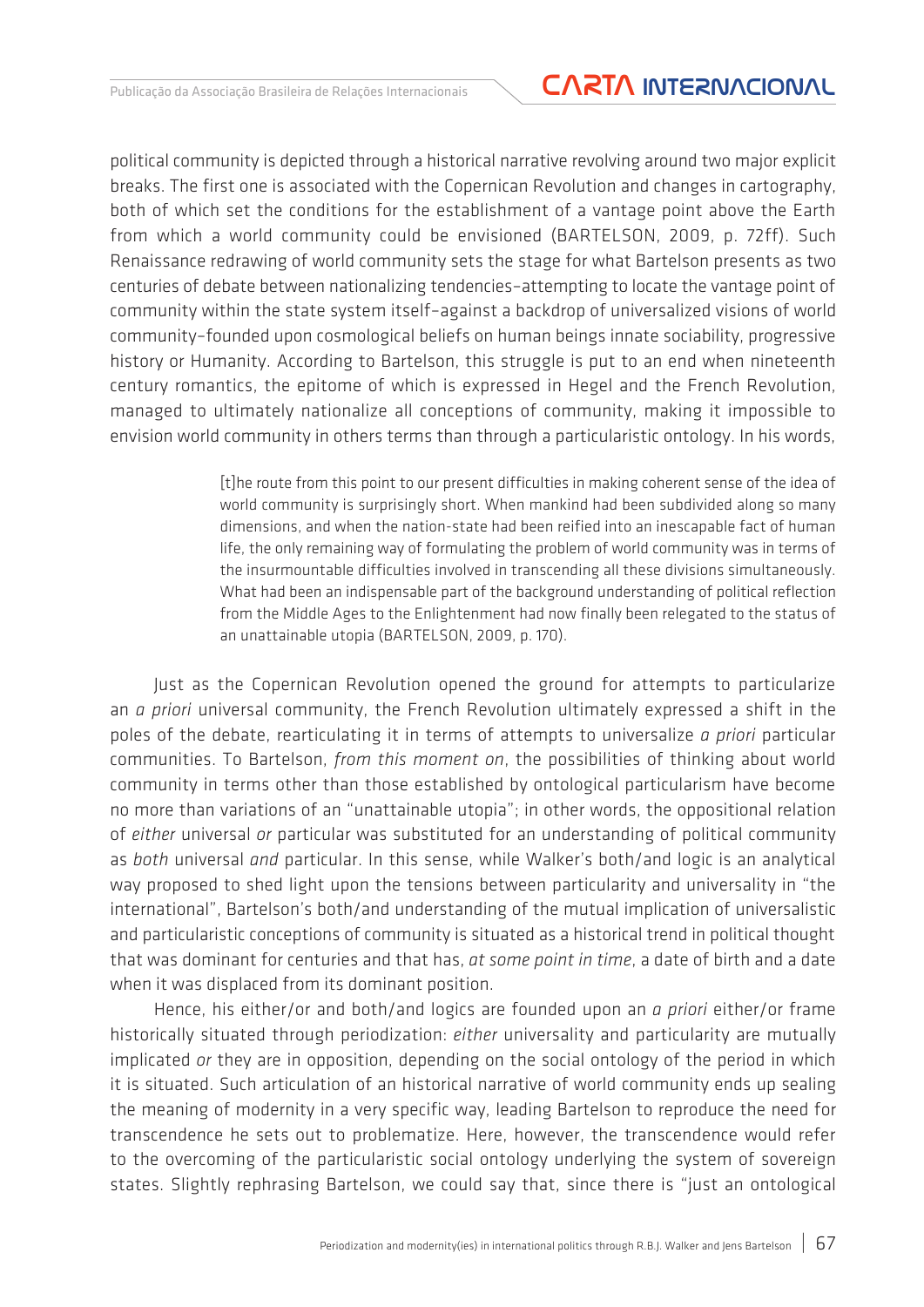political community is depicted through a historical narrative revolving around two major explicit breaks. The first one is associated with the Copernican Revolution and changes in cartography, both of which set the conditions for the establishment of a vantage point above the Earth from which a world community could be envisioned (BARTELSON, 2009, p. 72ff). Such Renaissance redrawing of world community sets the stage for what Bartelson presents as two centuries of debate between nationalizing tendencies–attempting to locate the vantage point of community within the state system itself–against a backdrop of universalized visions of world community–founded upon cosmological beliefs on human beings innate sociability, progressive history or Humanity. According to Bartelson, this struggle is put to an end when nineteenth century romantics, the epitome of which is expressed in Hegel and the French Revolution, managed to ultimately nationalize all conceptions of community, making it impossible to envision world community in others terms than through a particularistic ontology. In his words,

> [t]he route from this point to our present difficulties in making coherent sense of the idea of world community is surprisingly short. When mankind had been subdivided along so many dimensions, and when the nation-state had been reified into an inescapable fact of human life, the only remaining way of formulating the problem of world community was in terms of the insurmountable difficulties involved in transcending all these divisions simultaneously. What had been an indispensable part of the background understanding of political reflection from the Middle Ages to the Enlightenment had now finally been relegated to the status of an unattainable utopia (BARTELSON, 2009, p. 170).

Just as the Copernican Revolution opened the ground for attempts to particularize an *a priori* universal community, the French Revolution ultimately expressed a shift in the poles of the debate, rearticulating it in terms of attempts to universalize *a priori* particular communities. To Bartelson, *from this moment on*, the possibilities of thinking about world community in terms other than those established by ontological particularism have become no more than variations of an "unattainable utopia"; in other words, the oppositional relation of *either* universal *or* particular was substituted for an understanding of political community as *both* universal *and* particular. In this sense, while Walker's both/and logic is an analytical way proposed to shed light upon the tensions between particularity and universality in "the international", Bartelson's both/and understanding of the mutual implication of universalistic and particularistic conceptions of community is situated as a historical trend in political thought that was dominant for centuries and that has, *at some point in time*, a date of birth and a date when it was displaced from its dominant position.

Hence, his either/or and both/and logics are founded upon an *a priori* either/or frame historically situated through periodization: *either* universality and particularity are mutually implicated *or* they are in opposition, depending on the social ontology of the period in which it is situated. Such articulation of an historical narrative of world community ends up sealing the meaning of modernity in a very specific way, leading Bartelson to reproduce the need for transcendence he sets out to problematize. Here, however, the transcendence would refer to the overcoming of the particularistic social ontology underlying the system of sovereign states. Slightly rephrasing Bartelson, we could say that, since there is "just an ontological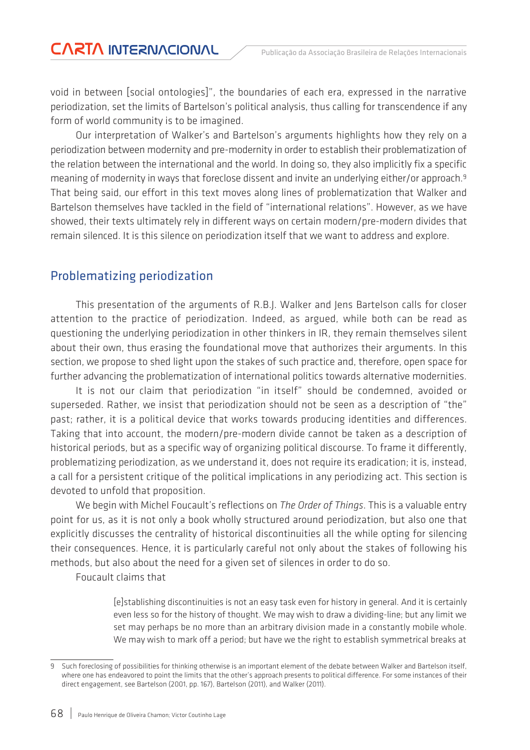void in between [social ontologies]", the boundaries of each era, expressed in the narrative periodization, set the limits of Bartelson's political analysis, thus calling for transcendence if any form of world community is to be imagined.

Our interpretation of Walker's and Bartelson's arguments highlights how they rely on a periodization between modernity and pre-modernity in order to establish their problematization of the relation between the international and the world. In doing so, they also implicitly fix a specific meaning of modernity in ways that foreclose dissent and invite an underlying either/or approach.[9] That being said, our effort in this text moves along lines of problematization that Walker and Bartelson themselves have tackled in the field of "international relations". However, as we have showed, their texts ultimately rely in different ways on certain modern/pre-modern divides that remain silenced. It is this silence on periodization itself that we want to address and explore.

## Problematizing periodization

This presentation of the arguments of R.B.J. Walker and Jens Bartelson calls for closer attention to the practice of periodization. Indeed, as argued, while both can be read as questioning the underlying periodization in other thinkers in IR, they remain themselves silent about their own, thus erasing the foundational move that authorizes their arguments. In this section, we propose to shed light upon the stakes of such practice and, therefore, open space for further advancing the problematization of international politics towards alternative modernities.

It is not our claim that periodization "in itself" should be condemned, avoided or superseded. Rather, we insist that periodization should not be seen as a description of "the" past; rather, it is a political device that works towards producing identities and differences. Taking that into account, the modern/pre-modern divide cannot be taken as a description of historical periods, but as a specific way of organizing political discourse. To frame it differently, problematizing periodization, as we understand it, does not require its eradication; it is, instead, a call for a persistent critique of the political implications in any periodizing act. This section is devoted to unfold that proposition.

We begin with Michel Foucault's reflections on *The Order of Things*. This is a valuable entry point for us, as it is not only a book wholly structured around periodization, but also one that explicitly discusses the centrality of historical discontinuities all the while opting for silencing their consequences. Hence, it is particularly careful not only about the stakes of following his methods, but also about the need for a given set of silences in order to do so.

Foucault claims that

> [e]stablishing discontinuities is not an easy task even for history in general. And it is certainly even less so for the history of thought. We may wish to draw a dividing-line; but any limit we set may perhaps be no more than an arbitrary division made in a constantly mobile whole. We may wish to mark off a period; but have we the right to establish symmetrical breaks at

---

9 Such foreclosing of possibilities for thinking otherwise is an important element of the debate between Walker and Bartelson itself, where one has endeavored to point the limits that the other's approach presents to political difference. For some instances of their direct engagement, see Bartelson (2001, pp. 167), Bartelson (2011), and Walker (2011).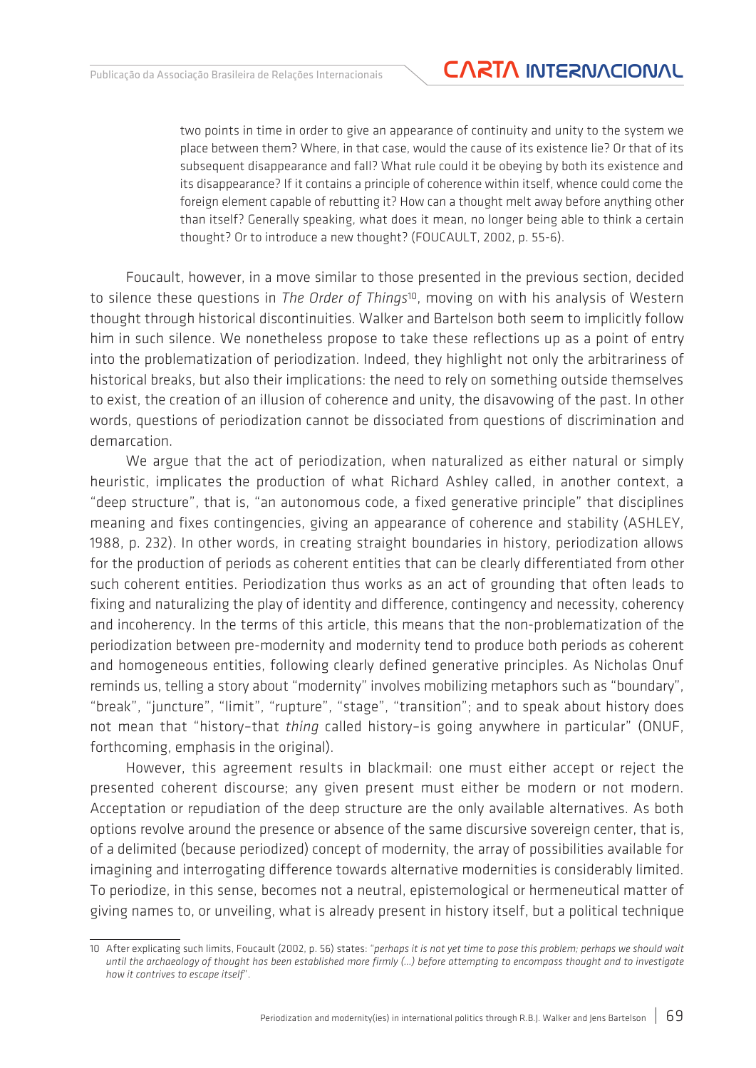> two points in time in order to give an appearance of continuity and unity to the system we place between them? Where, in that case, would the cause of its existence lie? Or that of its subsequent disappearance and fall? What rule could it be obeying by both its existence and its disappearance? If it contains a principle of coherence within itself, whence could come the foreign element capable of rebutting it? How can a thought melt away before anything other than itself? Generally speaking, what does it mean, no longer being able to think a certain thought? Or to introduce a new thought? (FOUCAULT, 2002, p. 55-6).

Foucault, however, in a move similar to those presented in the previous section, decided to silence these questions in *The Order of Things*[10], moving on with his analysis of Western thought through historical discontinuities. Walker and Bartelson both seem to implicitly follow him in such silence. We nonetheless propose to take these reflections up as a point of entry into the problematization of periodization. Indeed, they highlight not only the arbitrariness of historical breaks, but also their implications: the need to rely on something outside themselves to exist, the creation of an illusion of coherence and unity, the disavowing of the past. In other words, questions of periodization cannot be dissociated from questions of discrimination and demarcation.

We argue that the act of periodization, when naturalized as either natural or simply heuristic, implicates the production of what Richard Ashley called, in another context, a "deep structure", that is, "an autonomous code, a fixed generative principle" that disciplines meaning and fixes contingencies, giving an appearance of coherence and stability (ASHLEY, 1988, p. 232). In other words, in creating straight boundaries in history, periodization allows for the production of periods as coherent entities that can be clearly differentiated from other such coherent entities. Periodization thus works as an act of grounding that often leads to fixing and naturalizing the play of identity and difference, contingency and necessity, coherency and incoherency. In the terms of this article, this means that the non-problematization of the periodization between pre-modernity and modernity tend to produce both periods as coherent and homogeneous entities, following clearly defined generative principles. As Nicholas Onuf reminds us, telling a story about "modernity" involves mobilizing metaphors such as "boundary", "break", "juncture", "limit", "rupture", "stage", "transition"; and to speak about history does not mean that "history–that *thing* called history–is going anywhere in particular" (ONUF, forthcoming, emphasis in the original).

However, this agreement results in blackmail: one must either accept or reject the presented coherent discourse; any given present must either be modern or not modern. Acceptation or repudiation of the deep structure are the only available alternatives. As both options revolve around the presence or absence of the same discursive sovereign center, that is, of a delimited (because periodized) concept of modernity, the array of possibilities available for imagining and interrogating difference towards alternative modernities is considerably limited. To periodize, in this sense, becomes not a neutral, epistemological or hermeneutical matter of giving names to, or unveiling, what is already present in history itself, but a political technique

---

10 After explicating such limits, Foucault (2002, p. 56) states: "*perhaps it is not yet time to pose this problem; perhaps we should wait until the archaeology of thought has been established more firmly (...) before attempting to encompass thought and to investigate how it contrives to escape itself*".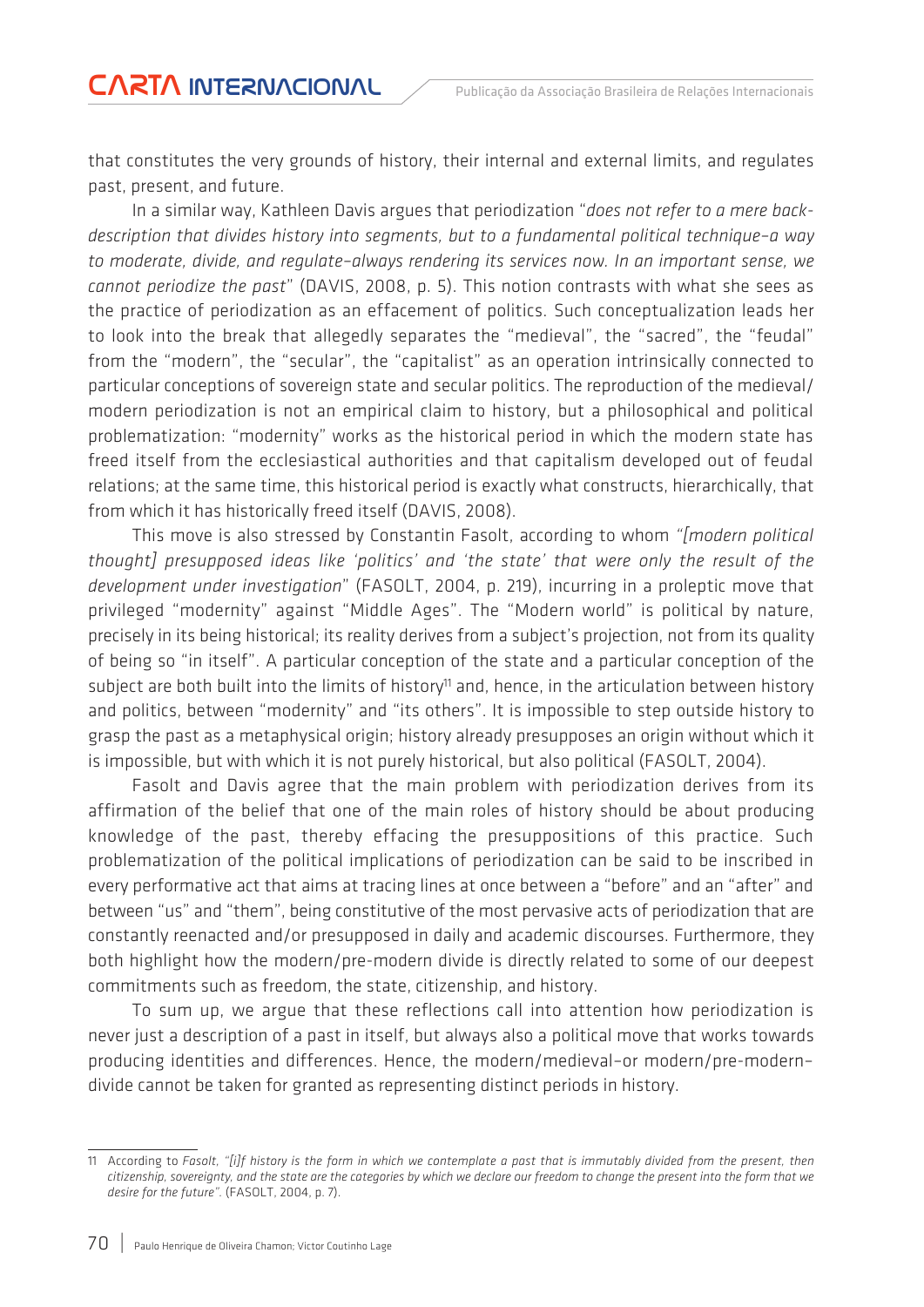that constitutes the very grounds of history, their internal and external limits, and regulates past, present, and future.

In a similar way, Kathleen Davis argues that periodization "*does not refer to a mere back-description that divides history into segments, but to a fundamental political technique–a way to moderate, divide, and regulate–always rendering its services now. In an important sense, we cannot periodize the past*" (DAVIS, 2008, p. 5). This notion contrasts with what she sees as the practice of periodization as an effacement of politics. Such conceptualization leads her to look into the break that allegedly separates the "medieval", the "sacred", the "feudal" from the "modern", the "secular", the "capitalist" as an operation intrinsically connected to particular conceptions of sovereign state and secular politics. The reproduction of the medieval/modern periodization is not an empirical claim to history, but a philosophical and political problematization: "modernity" works as the historical period in which the modern state has freed itself from the ecclesiastical authorities and that capitalism developed out of feudal relations; at the same time, this historical period is exactly what constructs, hierarchically, that from which it has historically freed itself (DAVIS, 2008).

This move is also stressed by Constantin Fasolt, according to whom *"[modern political thought] presupposed ideas like 'politics' and 'the state' that were only the result of the development under investigation*" (FASOLT, 2004, p. 219), incurring in a proleptic move that privileged "modernity" against "Middle Ages". The "Modern world" is political by nature, precisely in its being historical; its reality derives from a subject's projection, not from its quality of being so "in itself". A particular conception of the state and a particular conception of the subject are both built into the limits of history[11] and, hence, in the articulation between history and politics, between "modernity" and "its others". It is impossible to step outside history to grasp the past as a metaphysical origin; history already presupposes an origin without which it is impossible, but with which it is not purely historical, but also political (FASOLT, 2004).

Fasolt and Davis agree that the main problem with periodization derives from its affirmation of the belief that one of the main roles of history should be about producing knowledge of the past, thereby effacing the presuppositions of this practice. Such problematization of the political implications of periodization can be said to be inscribed in every performative act that aims at tracing lines at once between a "before" and an "after" and between "us" and "them", being constitutive of the most pervasive acts of periodization that are constantly reenacted and/or presupposed in daily and academic discourses. Furthermore, they both highlight how the modern/pre-modern divide is directly related to some of our deepest commitments such as freedom, the state, citizenship, and history.

To sum up, we argue that these reflections call into attention how periodization is never just a description of a past in itself, but always also a political move that works towards producing identities and differences. Hence, the modern/medieval–or modern/pre-modern–divide cannot be taken for granted as representing distinct periods in history.

---

11 According to *Fasolt, "[i]f history is the form in which we contemplate a past that is immutably divided from the present, then citizenship, sovereignty, and the state are the categories by which we declare our freedom to change the present into the form that we desire for the future".* (FASOLT, 2004, p. 7).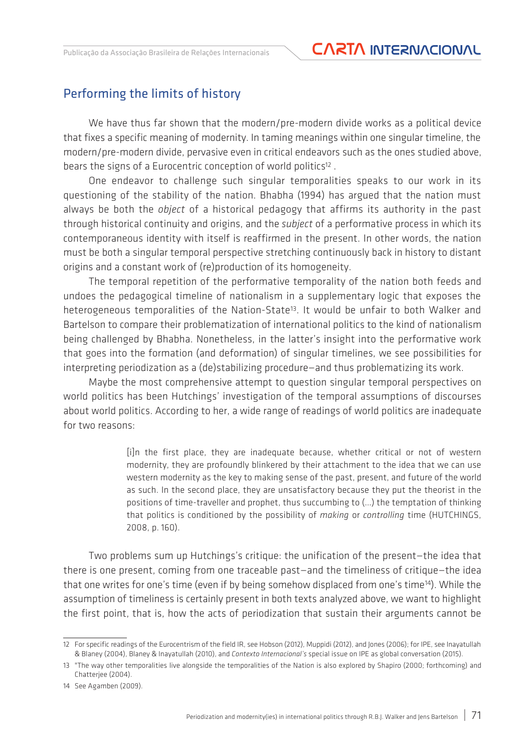## Performing the limits of history

We have thus far shown that the modern/pre-modern divide works as a political device that fixes a specific meaning of modernity. In taming meanings within one singular timeline, the modern/pre-modern divide, pervasive even in critical endeavors such as the ones studied above, bears the signs of a Eurocentric conception of world politics[12] .

One endeavor to challenge such singular temporalities speaks to our work in its questioning of the stability of the nation. Bhabha (1994) has argued that the nation must always be both the *object* of a historical pedagogy that affirms its authority in the past through historical continuity and origins, and the *subject* of a performative process in which its contemporaneous identity with itself is reaffirmed in the present. In other words, the nation must be both a singular temporal perspective stretching continuously back in history to distant origins and a constant work of (re)production of its homogeneity.

The temporal repetition of the performative temporality of the nation both feeds and undoes the pedagogical timeline of nationalism in a supplementary logic that exposes the heterogeneous temporalities of the Nation-State[13]. It would be unfair to both Walker and Bartelson to compare their problematization of international politics to the kind of nationalism being challenged by Bhabha. Nonetheless, in the latter's insight into the performative work that goes into the formation (and deformation) of singular timelines, we see possibilities for interpreting periodization as a (de)stabilizing procedure—and thus problematizing its work.

Maybe the most comprehensive attempt to question singular temporal perspectives on world politics has been Hutchings' investigation of the temporal assumptions of discourses about world politics. According to her, a wide range of readings of world politics are inadequate for two reasons:

> [i]n the first place, they are inadequate because, whether critical or not of western modernity, they are profoundly blinkered by their attachment to the idea that we can use western modernity as the key to making sense of the past, present, and future of the world as such. In the second place, they are unsatisfactory because they put the theorist in the positions of time-traveller and prophet, thus succumbing to (...) the temptation of thinking that politics is conditioned by the possibility of *making* or *controlling* time (HUTCHINGS, 2008, p. 160).

Two problems sum up Hutchings's critique: the unification of the present—the idea that there is one present, coming from one traceable past—and the timeliness of critique—the idea that one writes for one's time (even if by being somehow displaced from one's time[14]). While the assumption of timeliness is certainly present in both texts analyzed above, we want to highlight the first point, that is, how the acts of periodization that sustain their arguments cannot be

---

12 For specific readings of the Eurocentrism of the field IR, see Hobson (2012), Muppidi (2012), and Jones (2006); for IPE, see Inayatullah & Blaney (2004), Blaney & Inayatullah (2010), and *Contexto Internacional's* special issue on IPE as global conversation (2015).

13 "The way other temporalities live alongside the temporalities of the Nation is also explored by Shapiro (2000; forthcoming) and Chatterjee (2004).

14 See Agamben (2009).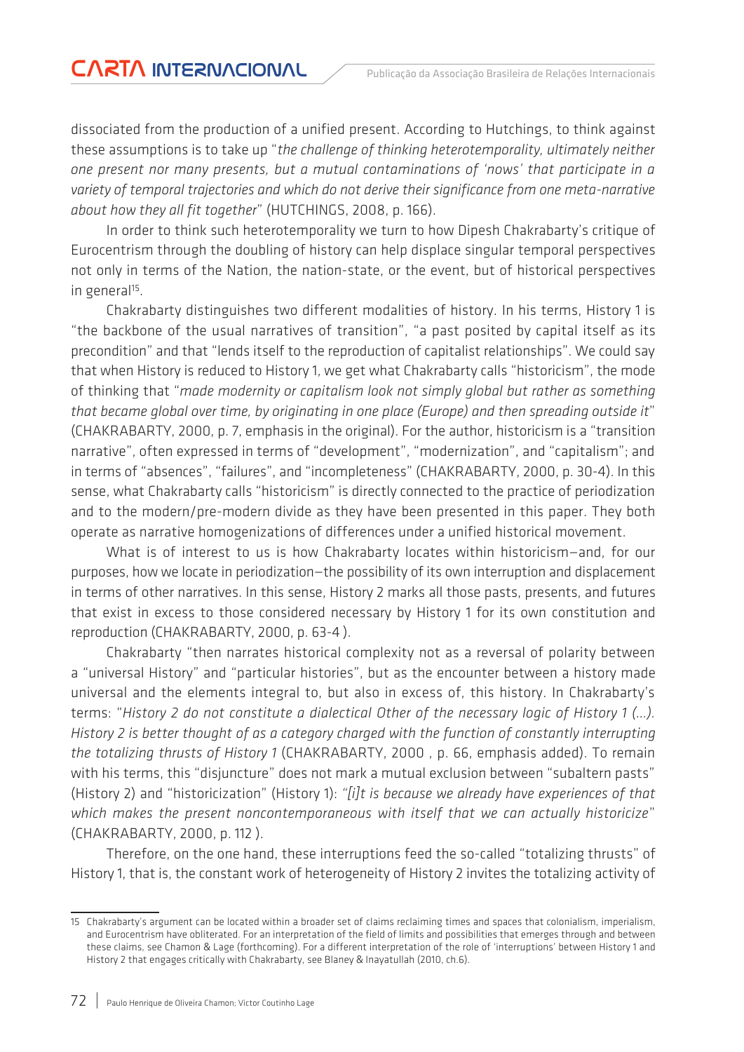dissociated from the production of a unified present. According to Hutchings, to think against these assumptions is to take up "*the challenge of thinking heterotemporality, ultimately neither one present nor many presents, but a mutual contaminations of 'nows' that participate in a variety of temporal trajectories and which do not derive their significance from one meta-narrative about how they all fit together*" (HUTCHINGS, 2008, p. 166).

In order to think such heterotemporality we turn to how Dipesh Chakrabarty's critique of Eurocentrism through the doubling of history can help displace singular temporal perspectives not only in terms of the Nation, the nation-state, or the event, but of historical perspectives in general[15].

Chakrabarty distinguishes two different modalities of history. In his terms, History 1 is "the backbone of the usual narratives of transition", "a past posited by capital itself as its precondition" and that "lends itself to the reproduction of capitalist relationships". We could say that when History is reduced to History 1, we get what Chakrabarty calls "historicism", the mode of thinking that "*made modernity or capitalism look not simply global but rather as something that became global over time, by originating in one place (Europe) and then spreading outside it*" (CHAKRABARTY, 2000, p. 7, emphasis in the original). For the author, historicism is a "transition narrative", often expressed in terms of "development", "modernization", and "capitalism"; and in terms of "absences", "failures", and "incompleteness" (CHAKRABARTY, 2000, p. 30-4). In this sense, what Chakrabarty calls "historicism" is directly connected to the practice of periodization and to the modern/pre-modern divide as they have been presented in this paper. They both operate as narrative homogenizations of differences under a unified historical movement.

What is of interest to us is how Chakrabarty locates within historicism—and, for our purposes, how we locate in periodization—the possibility of its own interruption and displacement in terms of other narratives. In this sense, History 2 marks all those pasts, presents, and futures that exist in excess to those considered necessary by History 1 for its own constitution and reproduction (CHAKRABARTY, 2000, p. 63-4 ).

Chakrabarty "then narrates historical complexity not as a reversal of polarity between a "universal History" and "particular histories", but as the encounter between a history made universal and the elements integral to, but also in excess of, this history. In Chakrabarty's terms: "*History 2 do not constitute a dialectical Other of the necessary logic of History 1 (...). History 2 is better thought of as a category charged with the function of constantly interrupting the totalizing thrusts of History 1* (CHAKRABARTY, 2000 , p. 66, emphasis added). To remain with his terms, this "disjuncture" does not mark a mutual exclusion between "subaltern pasts" (History 2) and "historicization" (History 1): "*[i]t is because we already have experiences of that which makes the present noncontemporaneous with itself that we can actually historicize*" (CHAKRABARTY, 2000, p. 112 ).

Therefore, on the one hand, these interruptions feed the so-called "totalizing thrusts" of History 1, that is, the constant work of heterogeneity of History 2 invites the totalizing activity of

---

15 Chakrabarty's argument can be located within a broader set of claims reclaiming times and spaces that colonialism, imperialism, and Eurocentrism have obliterated. For an interpretation of the field of limits and possibilities that emerges through and between these claims, see Chamon & Lage (forthcoming). For a different interpretation of the role of 'interruptions' between History 1 and History 2 that engages critically with Chakrabarty, see Blaney & Inayatullah (2010, ch.6).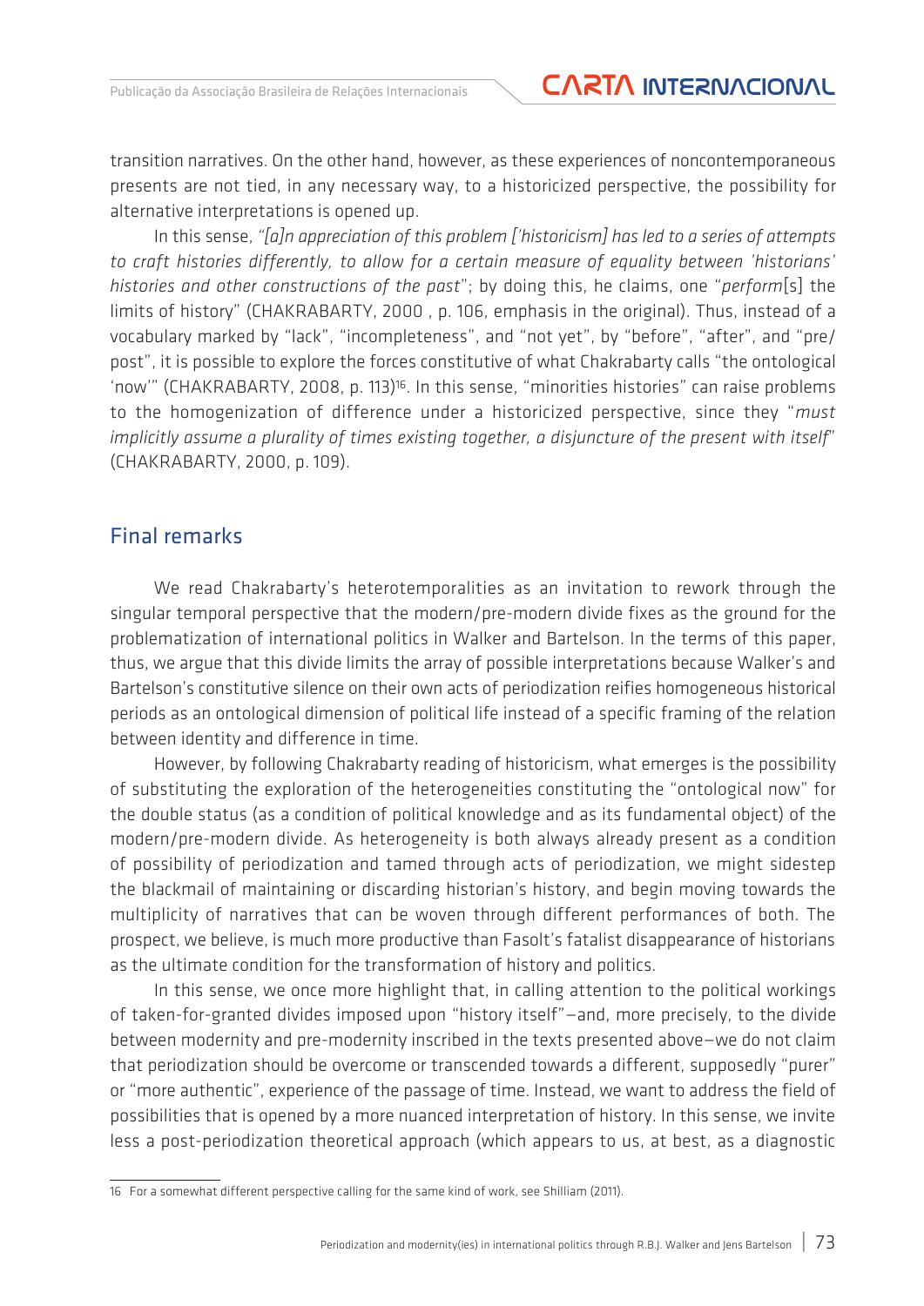transition narratives. On the other hand, however, as these experiences of noncontemporaneous presents are not tied, in any necessary way, to a historicized perspective, the possibility for alternative interpretations is opened up.

In this sense, *"[a]n appreciation of this problem ['historicism] has led to a series of attempts to craft histories differently, to allow for a certain measure of equality between 'historians' histories and other constructions of the past*"; by doing this, he claims, one "*perform*[s] the limits of history" (CHAKRABARTY, 2000 , p. 106, emphasis in the original). Thus, instead of a vocabulary marked by "lack", "incompleteness", and "not yet", by "before", "after", and "pre/post", it is possible to explore the forces constitutive of what Chakrabarty calls "the ontological 'now'" (CHAKRABARTY, 2008, p. 113)[16]. In this sense, "minorities histories" can raise problems to the homogenization of difference under a historicized perspective, since they "*must implicitly assume a plurality of times existing together, a disjuncture of the present with itself*" (CHAKRABARTY, 2000, p. 109).

## Final remarks

We read Chakrabarty's heterotemporalities as an invitation to rework through the singular temporal perspective that the modern/pre-modern divide fixes as the ground for the problematization of international politics in Walker and Bartelson. In the terms of this paper, thus, we argue that this divide limits the array of possible interpretations because Walker's and Bartelson's constitutive silence on their own acts of periodization reifies homogeneous historical periods as an ontological dimension of political life instead of a specific framing of the relation between identity and difference in time.

However, by following Chakrabarty reading of historicism, what emerges is the possibility of substituting the exploration of the heterogeneities constituting the "ontological now" for the double status (as a condition of political knowledge and as its fundamental object) of the modern/pre-modern divide. As heterogeneity is both always already present as a condition of possibility of periodization and tamed through acts of periodization, we might sidestep the blackmail of maintaining or discarding historian's history, and begin moving towards the multiplicity of narratives that can be woven through different performances of both. The prospect, we believe, is much more productive than Fasolt's fatalist disappearance of historians as the ultimate condition for the transformation of history and politics.

In this sense, we once more highlight that, in calling attention to the political workings of taken-for-granted divides imposed upon "history itself"—and, more precisely, to the divide between modernity and pre-modernity inscribed in the texts presented above—we do not claim that periodization should be overcome or transcended towards a different, supposedly "purer" or "more authentic", experience of the passage of time. Instead, we want to address the field of possibilities that is opened by a more nuanced interpretation of history. In this sense, we invite less a post-periodization theoretical approach (which appears to us, at best, as a diagnostic

---

16 For a somewhat different perspective calling for the same kind of work, see Shilliam (2011).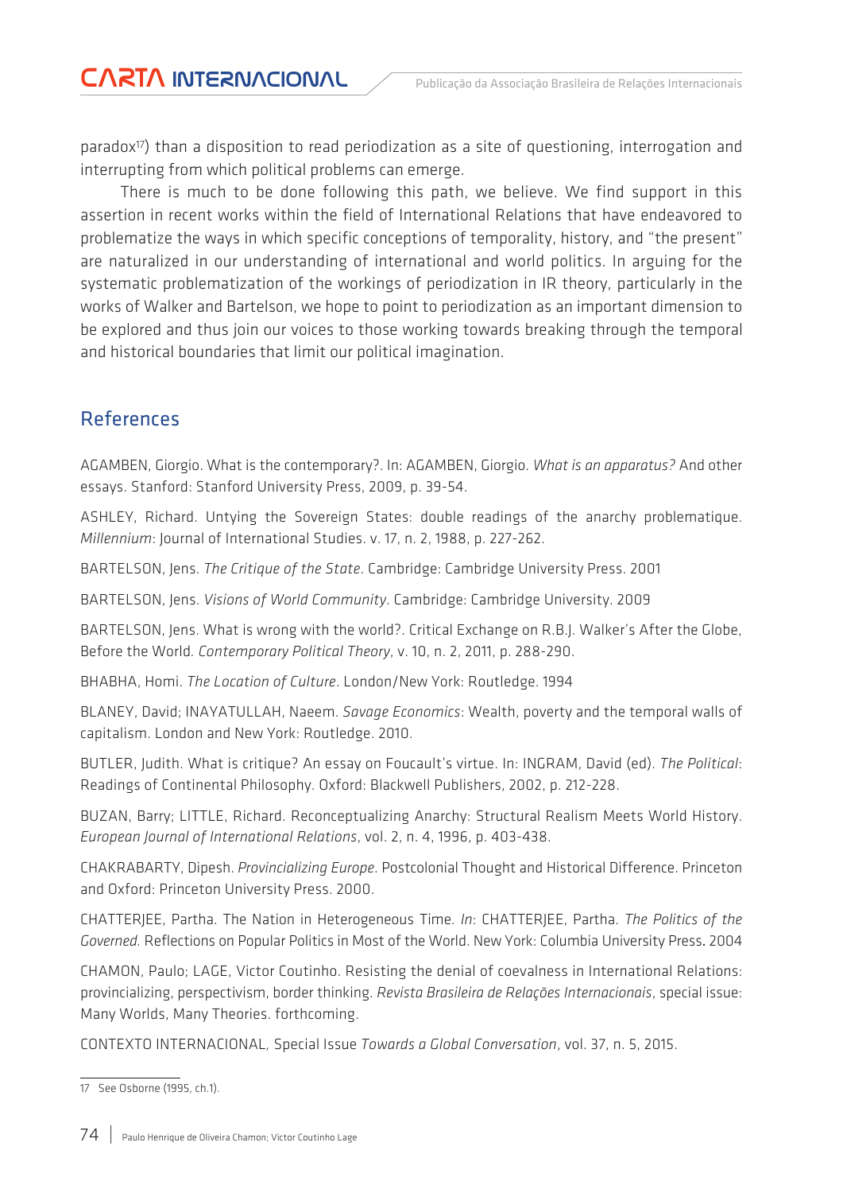paradox[17]) than a disposition to read periodization as a site of questioning, interrogation and interrupting from which political problems can emerge.

There is much to be done following this path, we believe. We find support in this assertion in recent works within the field of International Relations that have endeavored to problematize the ways in which specific conceptions of temporality, history, and "the present" are naturalized in our understanding of international and world politics. In arguing for the systematic problematization of the workings of periodization in IR theory, particularly in the works of Walker and Bartelson, we hope to point to periodization as an important dimension to be explored and thus join our voices to those working towards breaking through the temporal and historical boundaries that limit our political imagination.

## References

AGAMBEN, Giorgio. What is the contemporary?. In: AGAMBEN, Giorgio. *What is an apparatus?* And other essays. Stanford: Stanford University Press, 2009, p. 39-54.

ASHLEY, Richard. Untying the Sovereign States: double readings of the anarchy problematique. *Millennium*: Journal of International Studies. v. 17, n. 2, 1988, p. 227-262.

BARTELSON, Jens. *The Critique of the State*. Cambridge: Cambridge University Press. 2001

BARTELSON, Jens. *Visions of World Community*. Cambridge: Cambridge University. 2009

BARTELSON, Jens. What is wrong with the world?. Critical Exchange on R.B.J. Walker's After the Globe, Before the World. *Contemporary Political Theory*, v. 10, n. 2, 2011, p. 288-290.

BHABHA, Homi. *The Location of Culture*. London/New York: Routledge. 1994

BLANEY, David; INAYATULLAH, Naeem. *Savage Economics*: Wealth, poverty and the temporal walls of capitalism. London and New York: Routledge. 2010.

BUTLER, Judith. What is critique? An essay on Foucault's virtue. In: INGRAM, David (ed). *The Political*: Readings of Continental Philosophy. Oxford: Blackwell Publishers, 2002, p. 212-228.

BUZAN, Barry; LITTLE, Richard. Reconceptualizing Anarchy: Structural Realism Meets World History. *European Journal of International Relations*, vol. 2, n. 4, 1996, p. 403-438.

CHAKRABARTY, Dipesh. *Provincializing Europe*. Postcolonial Thought and Historical Difference. Princeton and Oxford: Princeton University Press. 2000.

CHATTERJEE, Partha. The Nation in Heterogeneous Time. *In*: CHATTERJEE, Partha. *The Politics of the Governed.* Reflections on Popular Politics in Most of the World. New York: Columbia University Press. 2004

CHAMON, Paulo; LAGE, Victor Coutinho. Resisting the denial of coevalness in International Relations: provincializing, perspectivism, border thinking. *Revista Brasileira de Relações Internacionais*, special issue: Many Worlds, Many Theories. forthcoming.

CONTEXTO INTERNACIONAL, Special Issue *Towards a Global Conversation*, vol. 37, n. 5, 2015.

---

17 See Osborne (1995, ch.1).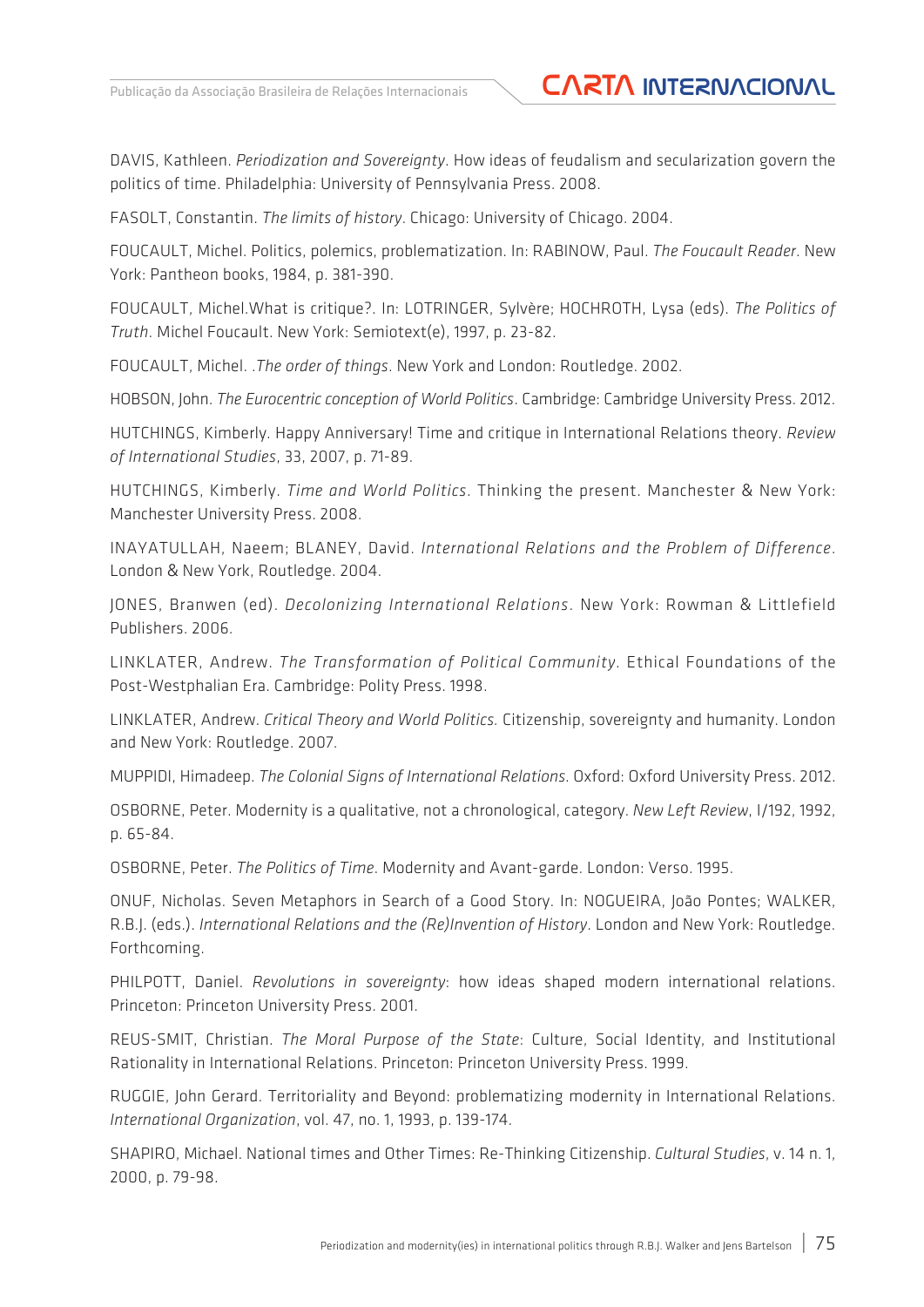DAVIS, Kathleen. *Periodization and Sovereignty*. How ideas of feudalism and secularization govern the politics of time. Philadelphia: University of Pennsylvania Press. 2008.

FASOLT, Constantin. *The limits of history*. Chicago: University of Chicago. 2004.

FOUCAULT, Michel. Politics, polemics, problematization. In: RABINOW, Paul. *The Foucault Reader*. New York: Pantheon books, 1984, p. 381-390.

FOUCAULT, Michel.What is critique?. In: LOTRINGER, Sylvère; HOCHROTH, Lysa (eds). *The Politics of Truth*. Michel Foucault. New York: Semiotext(e), 1997, p. 23-82.

FOUCAULT, Michel. .*The order of things*. New York and London: Routledge. 2002.

HOBSON, John. *The Eurocentric conception of World Politics*. Cambridge: Cambridge University Press. 2012.

HUTCHINGS, Kimberly. Happy Anniversary! Time and critique in International Relations theory. *Review of International Studies*, 33, 2007, p. 71-89.

HUTCHINGS, Kimberly. *Time and World Politics*. Thinking the present. Manchester & New York: Manchester University Press. 2008.

INAYATULLAH, Naeem; BLANEY, David. *International Relations and the Problem of Difference*. London & New York, Routledge. 2004.

JONES, Branwen (ed). *Decolonizing International Relations*. New York: Rowman & Littlefield Publishers. 2006.

LINKLATER, Andrew. *The Transformation of Political Community*. Ethical Foundations of the Post-Westphalian Era. Cambridge: Polity Press. 1998.

LINKLATER, Andrew. *Critical Theory and World Politics.* Citizenship, sovereignty and humanity. London and New York: Routledge. 2007.

MUPPIDI, Himadeep. *The Colonial Signs of International Relations*. Oxford: Oxford University Press. 2012.

OSBORNE, Peter. Modernity is a qualitative, not a chronological, category. *New Left Review*, I/192, 1992, p. 65-84.

OSBORNE, Peter. *The Politics of Time*. Modernity and Avant-garde. London: Verso. 1995.

ONUF, Nicholas. Seven Metaphors in Search of a Good Story. In: NOGUEIRA, João Pontes; WALKER, R.B.J. (eds.). *International Relations and the (Re)Invention of History*. London and New York: Routledge. Forthcoming.

PHILPOTT, Daniel. *Revolutions in sovereignty*: how ideas shaped modern international relations. Princeton: Princeton University Press. 2001.

REUS-SMIT, Christian. *The Moral Purpose of the State*: Culture, Social Identity, and Institutional Rationality in International Relations. Princeton: Princeton University Press. 1999.

RUGGIE, John Gerard. Territoriality and Beyond: problematizing modernity in International Relations. *International Organization*, vol. 47, no. 1, 1993, p. 139-174.

SHAPIRO, Michael. National times and Other Times: Re-Thinking Citizenship. *Cultural Studies*, v. 14 n. 1, 2000, p. 79-98.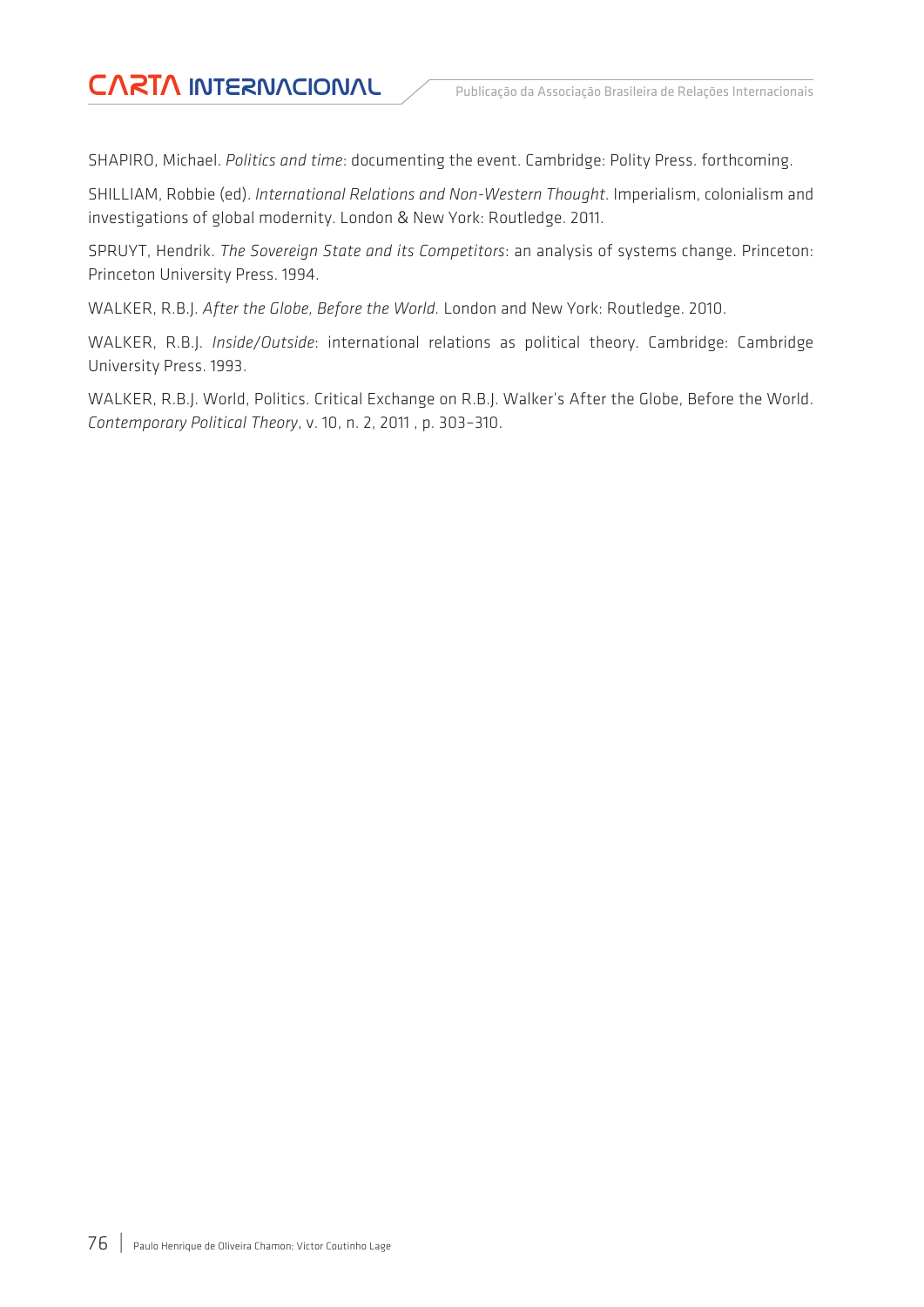SHAPIRO, Michael. *Politics and time*: documenting the event. Cambridge: Polity Press. forthcoming.

SHILLIAM, Robbie (ed). *International Relations and Non-Western Thought*. Imperialism, colonialism and investigations of global modernity. London & New York: Routledge. 2011.

SPRUYT, Hendrik. *The Sovereign State and its Competitors*: an analysis of systems change. Princeton: Princeton University Press. 1994.

WALKER, R.B.J. *After the Globe, Before the World.* London and New York: Routledge. 2010.

WALKER, R.B.J. *Inside/Outside*: international relations as political theory. Cambridge: Cambridge University Press. 1993.

WALKER, R.B.J. World, Politics. Critical Exchange on R.B.J. Walker's After the Globe, Before the World. *Contemporary Political Theory*, v. 10, n. 2, 2011 , p. 303–310.